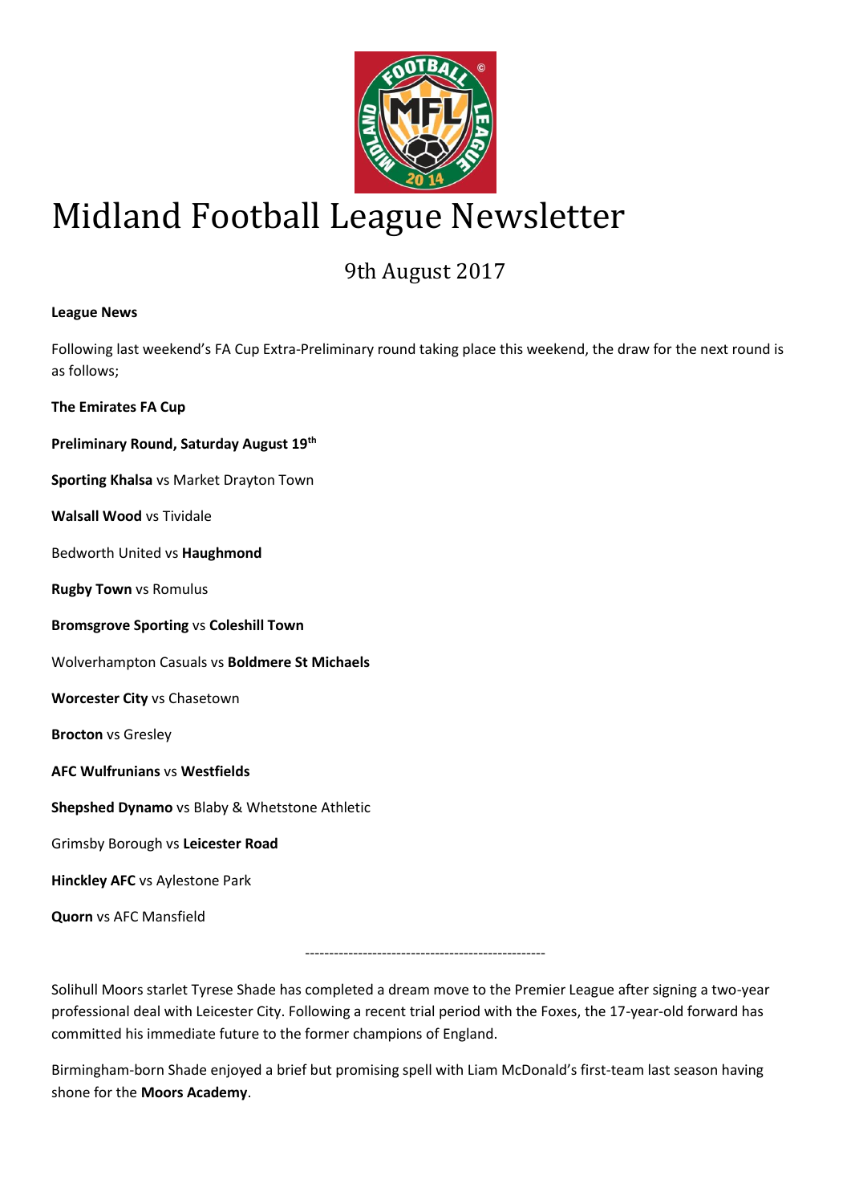# Midland Football League Newsletter

## 9th August 2017

**League News**

Following last weekend's FA Cup Extra-Preliminary round taking place this weekend, the draw for the next round is as follows;

**The Emirates FA Cup**

**Preliminary Round, Saturday August 19th**

**Sporting Khalsa** vs Market Drayton Town

**Walsall Wood** vs Tividale

Bedworth United vs **Haughmond**

**Rugby Town** vs Romulus

**Bromsgrove Sporting** vs **Coleshill Town**

Wolverhampton Casuals vs **Boldmere St Michaels**

**Worcester City** vs Chasetown

**Brocton** vs Gresley

**AFC Wulfrunians** vs **Westfields**

**Shepshed Dynamo** vs Blaby & Whetstone Athletic

Grimsby Borough vs **Leicester Road**

**Hinckley AFC** vs Aylestone Park

**Quorn** vs AFC Mansfield

---

Solihull Moors starlet Tyrese Shade has completed a dream move to the Premier League after signing a two-year professional deal with Leicester City. Following a recent trial period with the Foxes, the 17-year-old forward has committed his immediate future to the former champions of England.

Birmingham-born Shade enjoyed a brief but promising spell with Liam McDonald's first-team last season having shone for the **Moors Academy**.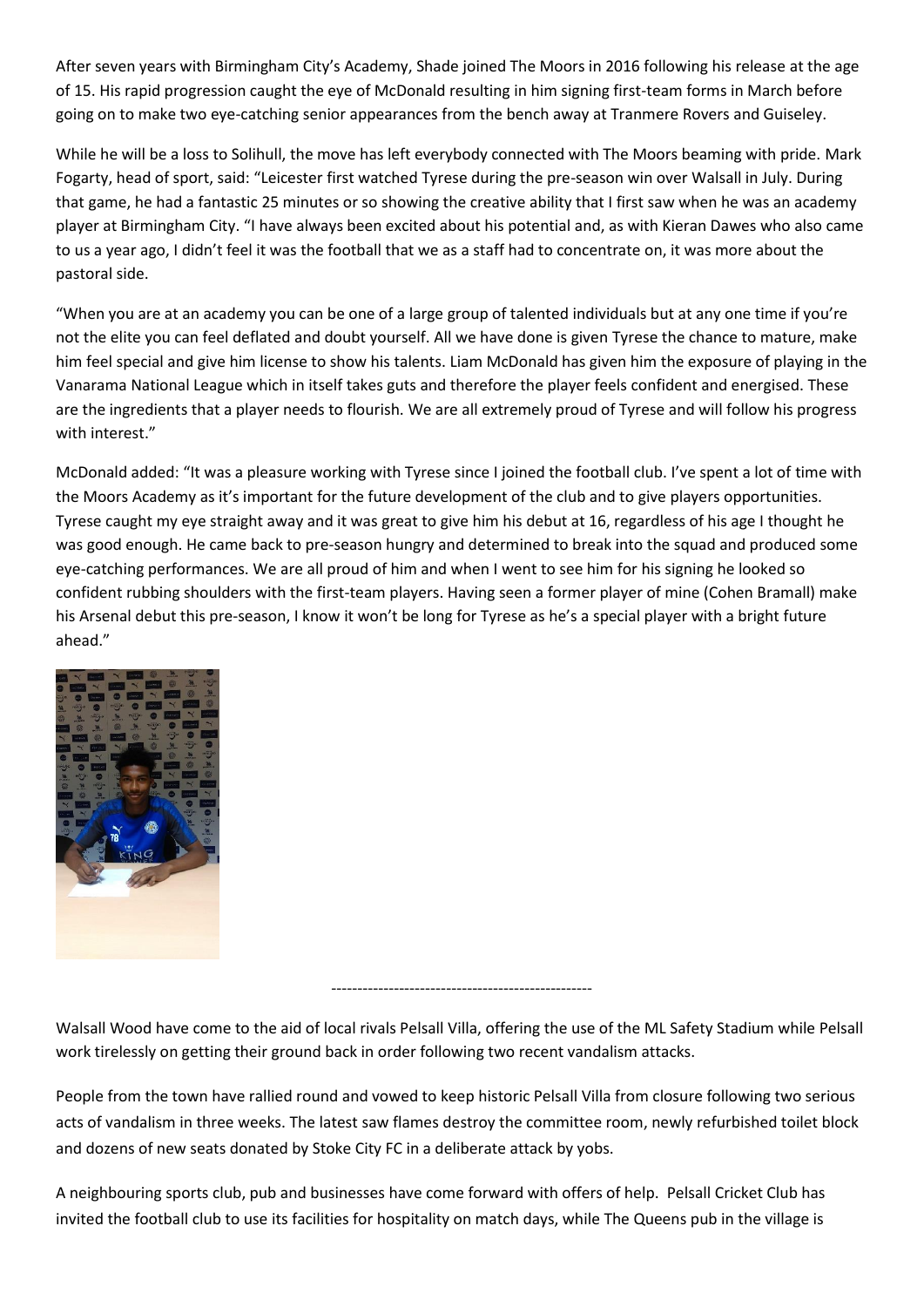After seven years with Birmingham City's Academy, Shade joined The Moors in 2016 following his release at the age of 15. His rapid progression caught the eye of McDonald resulting in him signing first-team forms in March before going on to make two eye-catching senior appearances from the bench away at Tranmere Rovers and Guiseley.

While he will be a loss to Solihull, the move has left everybody connected with The Moors beaming with pride. Mark Fogarty, head of sport, said: "Leicester first watched Tyrese during the pre-season win over Walsall in July. During that game, he had a fantastic 25 minutes or so showing the creative ability that I first saw when he was an academy player at Birmingham City. "I have always been excited about his potential and, as with Kieran Dawes who also came to us a year ago, I didn't feel it was the football that we as a staff had to concentrate on, it was more about the pastoral side.

"When you are at an academy you can be one of a large group of talented individuals but at any one time if you're not the elite you can feel deflated and doubt yourself. All we have done is given Tyrese the chance to mature, make him feel special and give him license to show his talents. Liam McDonald has given him the exposure of playing in the Vanarama National League which in itself takes guts and therefore the player feels confident and energised. These are the ingredients that a player needs to flourish. We are all extremely proud of Tyrese and will follow his progress with interest."

McDonald added: "It was a pleasure working with Tyrese since I joined the football club. I've spent a lot of time with the Moors Academy as it's important for the future development of the club and to give players opportunities. Tyrese caught my eye straight away and it was great to give him his debut at 16, regardless of his age I thought he was good enough. He came back to pre-season hungry and determined to break into the squad and produced some eye-catching performances. We are all proud of him and when I went to see him for his signing he looked so confident rubbing shoulders with the first-team players. Having seen a former player of mine (Cohen Bramall) make his Arsenal debut this pre-season, I know it won't be long for Tyrese as he's a special player with a bright future ahead."

--------------------------------------------------

Walsall Wood have come to the aid of local rivals Pelsall Villa, offering the use of the ML Safety Stadium while Pelsall work tirelessly on getting their ground back in order following two recent vandalism attacks.

People from the town have rallied round and vowed to keep historic Pelsall Villa from closure following two serious acts of vandalism in three weeks. The latest saw flames destroy the committee room, newly refurbished toilet block and dozens of new seats donated by Stoke City FC in a deliberate attack by yobs.

A neighbouring sports club, pub and businesses have come forward with offers of help. Pelsall Cricket Club has invited the football club to use its facilities for hospitality on match days, while The Queens pub in the village is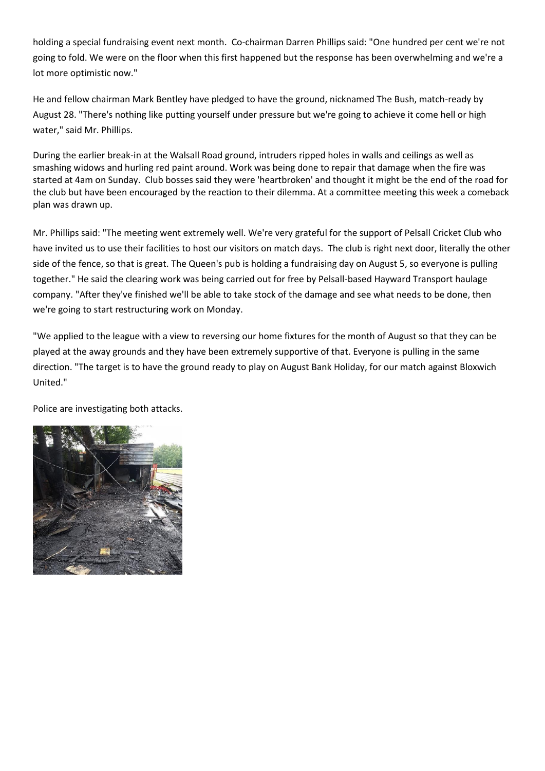holding a special fundraising event next month. Co-chairman Darren Phillips said: "One hundred per cent we're not going to fold. We were on the floor when this first happened but the response has been overwhelming and we're a lot more optimistic now."

He and fellow chairman Mark Bentley have pledged to have the ground, nicknamed The Bush, match-ready by August 28. "There's nothing like putting yourself under pressure but we're going to achieve it come hell or high water," said Mr. Phillips.

During the earlier break-in at the Walsall Road ground, intruders ripped holes in walls and ceilings as well as smashing widows and hurling red paint around. Work was being done to repair that damage when the fire was started at 4am on Sunday. Club bosses said they were 'heartbroken' and thought it might be the end of the road for the club but have been encouraged by the reaction to their dilemma. At a committee meeting this week a comeback plan was drawn up.

Mr. Phillips said: "The meeting went extremely well. We're very grateful for the support of Pelsall Cricket Club who have invited us to use their facilities to host our visitors on match days. The club is right next door, literally the other side of the fence, so that is great. The Queen's pub is holding a fundraising day on August 5, so everyone is pulling together." He said the clearing work was being carried out for free by Pelsall-based Hayward Transport haulage company. "After they've finished we'll be able to take stock of the damage and see what needs to be done, then we're going to start restructuring work on Monday.

"We applied to the league with a view to reversing our home fixtures for the month of August so that they can be played at the away grounds and they have been extremely supportive of that. Everyone is pulling in the same direction. "The target is to have the ground ready to play on August Bank Holiday, for our match against Bloxwich United."

Police are investigating both attacks.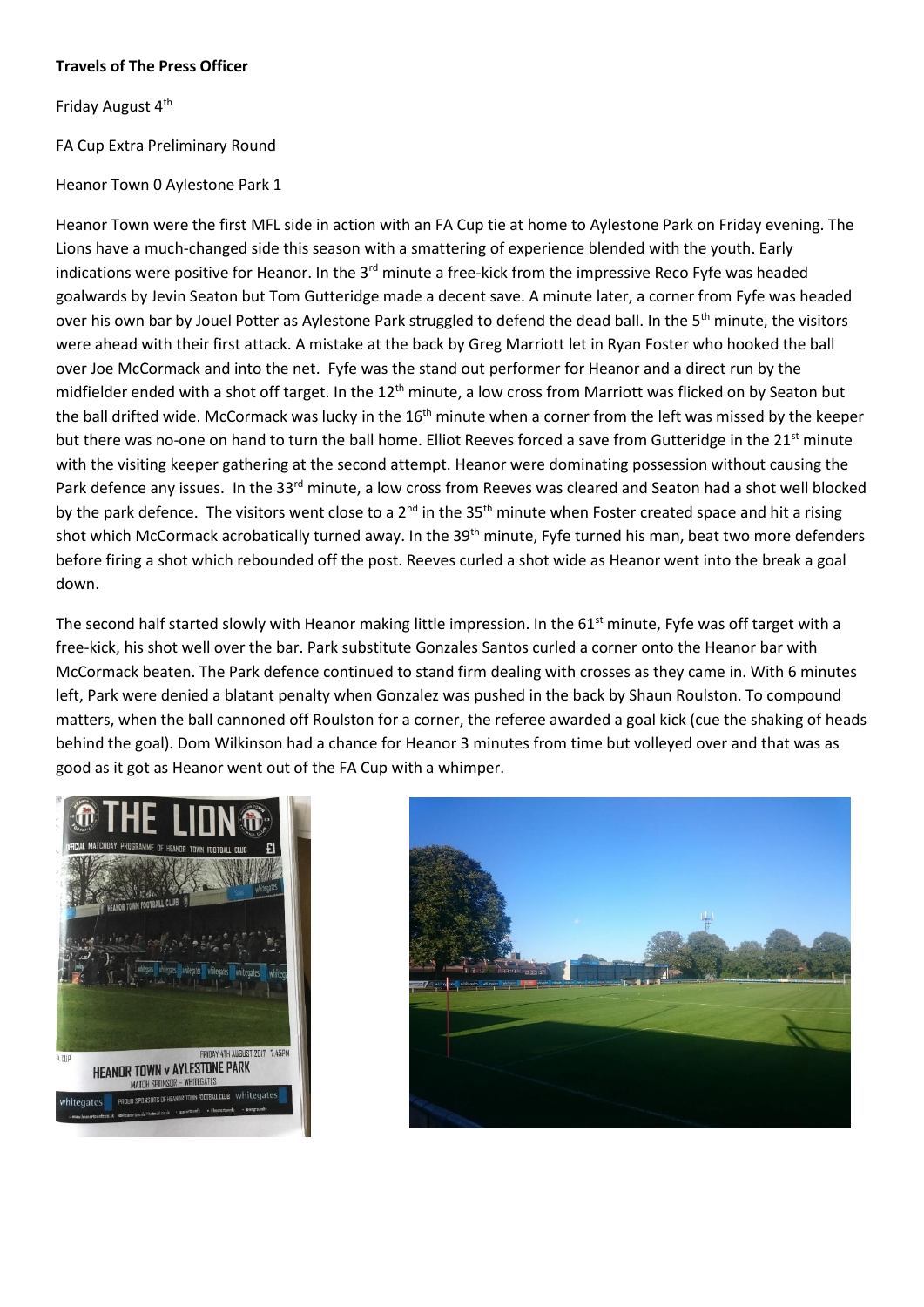**Travels of The Press Officer**

Friday August 4th

FA Cup Extra Preliminary Round

Heanor Town 0 Aylestone Park 1

Heanor Town were the first MFL side in action with an FA Cup tie at home to Aylestone Park on Friday evening. The Lions have a much-changed side this season with a smattering of experience blended with the youth. Early indications were positive for Heanor. In the 3rd minute a free-kick from the impressive Reco Fyfe was headed goalwards by Jevin Seaton but Tom Gutteridge made a decent save. A minute later, a corner from Fyfe was headed over his own bar by Jouel Potter as Aylestone Park struggled to defend the dead ball. In the 5th minute, the visitors were ahead with their first attack. A mistake at the back by Greg Marriott let in Ryan Foster who hooked the ball over Joe McCormack and into the net. Fyfe was the stand out performer for Heanor and a direct run by the midfielder ended with a shot off target. In the 12th minute, a low cross from Marriott was flicked on by Seaton but the ball drifted wide. McCormack was lucky in the 16th minute when a corner from the left was missed by the keeper but there was no-one on hand to turn the ball home. Elliot Reeves forced a save from Gutteridge in the 21st minute with the visiting keeper gathering at the second attempt. Heanor were dominating possession without causing the Park defence any issues. In the 33rd minute, a low cross from Reeves was cleared and Seaton had a shot well blocked by the park defence. The visitors went close to a 2nd in the 35th minute when Foster created space and hit a rising shot which McCormack acrobatically turned away. In the 39th minute, Fyfe turned his man, beat two more defenders before firing a shot which rebounded off the post. Reeves curled a shot wide as Heanor went into the break a goal down.

The second half started slowly with Heanor making little impression. In the 61st minute, Fyfe was off target with a free-kick, his shot well over the bar. Park substitute Gonzales Santos curled a corner onto the Heanor bar with McCormack beaten. The Park defence continued to stand firm dealing with crosses as they came in. With 6 minutes left, Park were denied a blatant penalty when Gonzalez was pushed in the back by Shaun Roulston. To compound matters, when the ball cannoned off Roulston for a corner, the referee awarded a goal kick (cue the shaking of heads behind the goal). Dom Wilkinson had a chance for Heanor 3 minutes from time but volleyed over and that was as good as it got as Heanor went out of the FA Cup with a whimper.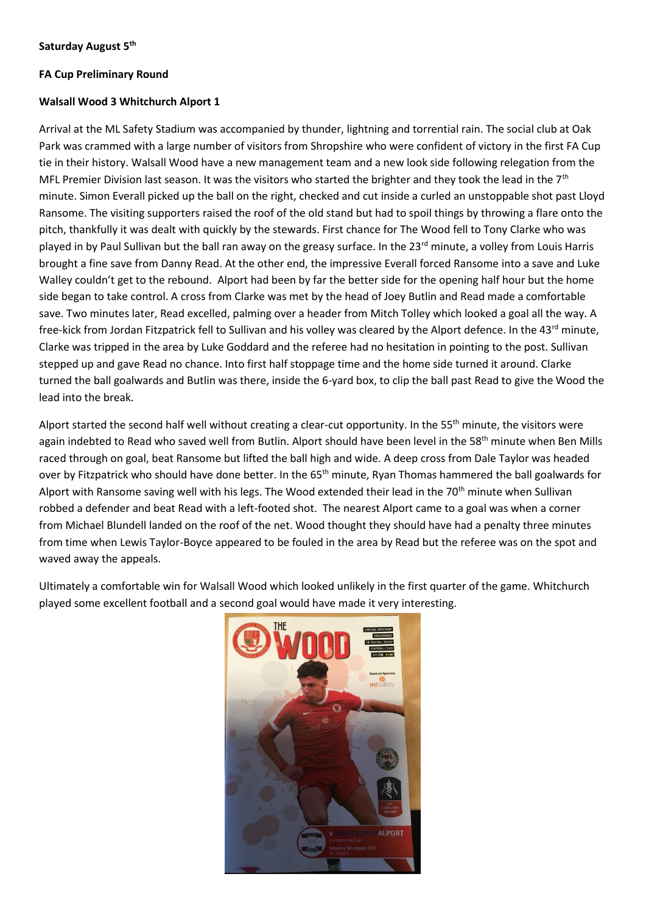**Saturday August 5th**

**FA Cup Preliminary Round**

**Walsall Wood 3 Whitchurch Alport 1**

Arrival at the ML Safety Stadium was accompanied by thunder, lightning and torrential rain. The social club at Oak Park was crammed with a large number of visitors from Shropshire who were confident of victory in the first FA Cup tie in their history. Walsall Wood have a new management team and a new look side following relegation from the MFL Premier Division last season. It was the visitors who started the brighter and they took the lead in the 7th minute. Simon Everall picked up the ball on the right, checked and cut inside a curled an unstoppable shot past Lloyd Ransome. The visiting supporters raised the roof of the old stand but had to spoil things by throwing a flare onto the pitch, thankfully it was dealt with quickly by the stewards. First chance for The Wood fell to Tony Clarke who was played in by Paul Sullivan but the ball ran away on the greasy surface. In the 23rd minute, a volley from Louis Harris brought a fine save from Danny Read. At the other end, the impressive Everall forced Ransome into a save and Luke Walley couldn't get to the rebound. Alport had been by far the better side for the opening half hour but the home side began to take control. A cross from Clarke was met by the head of Joey Butlin and Read made a comfortable save. Two minutes later, Read excelled, palming over a header from Mitch Tolley which looked a goal all the way. A free-kick from Jordan Fitzpatrick fell to Sullivan and his volley was cleared by the Alport defence. In the 43rd minute, Clarke was tripped in the area by Luke Goddard and the referee had no hesitation in pointing to the post. Sullivan stepped up and gave Read no chance. Into first half stoppage time and the home side turned it around. Clarke turned the ball goalwards and Butlin was there, inside the 6-yard box, to clip the ball past Read to give the Wood the lead into the break.

Alport started the second half well without creating a clear-cut opportunity. In the 55th minute, the visitors were again indebted to Read who saved well from Butlin. Alport should have been level in the 58th minute when Ben Mills raced through on goal, beat Ransome but lifted the ball high and wide. A deep cross from Dale Taylor was headed over by Fitzpatrick who should have done better. In the 65th minute, Ryan Thomas hammered the ball goalwards for Alport with Ransome saving well with his legs. The Wood extended their lead in the 70th minute when Sullivan robbed a defender and beat Read with a left-footed shot. The nearest Alport came to a goal was when a corner from Michael Blundell landed on the roof of the net. Wood thought they should have had a penalty three minutes from time when Lewis Taylor-Boyce appeared to be fouled in the area by Read but the referee was on the spot and waved away the appeals.

Ultimately a comfortable win for Walsall Wood which looked unlikely in the first quarter of the game. Whitchurch played some excellent football and a second goal would have made it very interesting.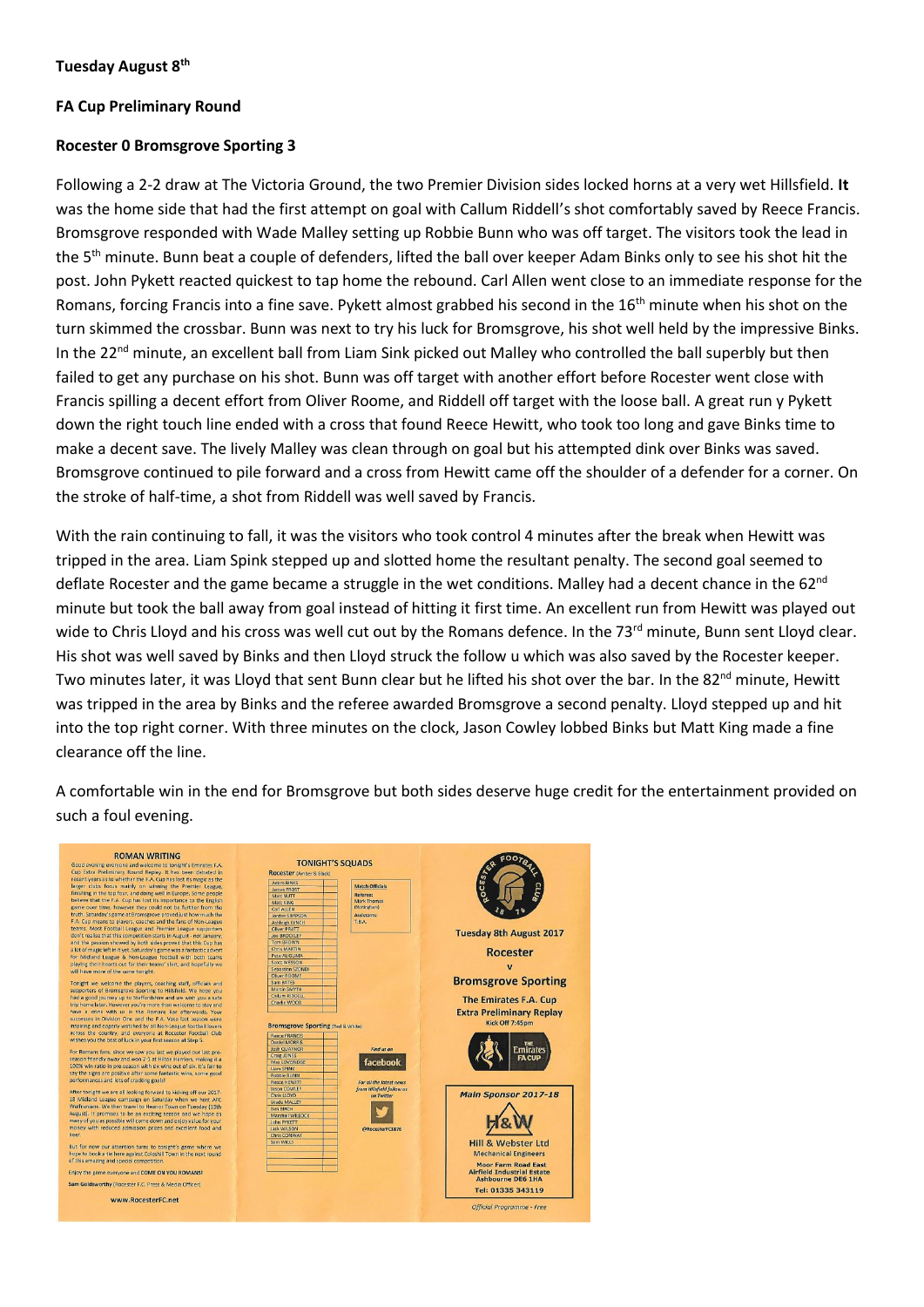**Tuesday August 8th**

**FA Cup Preliminary Round**

**Rocester 0 Bromsgrove Sporting 3**

Following a 2-2 draw at The Victoria Ground, the two Premier Division sides locked horns at a very wet Hillsfield. **It** was the home side that had the first attempt on goal with Callum Riddell's shot comfortably saved by Reece Francis. Bromsgrove responded with Wade Malley setting up Robbie Bunn who was off target. The visitors took the lead in the 5th minute. Bunn beat a couple of defenders, lifted the ball over keeper Adam Binks only to see his shot hit the post. John Pykett reacted quickest to tap home the rebound. Carl Allen went close to an immediate response for the Romans, forcing Francis into a fine save. Pykett almost grabbed his second in the 16th minute when his shot on the turn skimmed the crossbar. Bunn was next to try his luck for Bromsgrove, his shot well held by the impressive Binks. In the 22nd minute, an excellent ball from Liam Sink picked out Malley who controlled the ball superbly but then failed to get any purchase on his shot. Bunn was off target with another effort before Rocester went close with Francis spilling a decent effort from Oliver Roome, and Riddell off target with the loose ball. A great run y Pykett down the right touch line ended with a cross that found Reece Hewitt, who took too long and gave Binks time to make a decent save. The lively Malley was clean through on goal but his attempted dink over Binks was saved. Bromsgrove continued to pile forward and a cross from Hewitt came off the shoulder of a defender for a corner. On the stroke of half-time, a shot from Riddell was well saved by Francis.

With the rain continuing to fall, it was the visitors who took control 4 minutes after the break when Hewitt was tripped in the area. Liam Spink stepped up and slotted home the resultant penalty. The second goal seemed to deflate Rocester and the game became a struggle in the wet conditions. Malley had a decent chance in the 62nd minute but took the ball away from goal instead of hitting it first time. An excellent run from Hewitt was played out wide to Chris Lloyd and his cross was well cut out by the Romans defence. In the 73rd minute, Bunn sent Lloyd clear. His shot was well saved by Binks and then Lloyd struck the follow u which was also saved by the Rocester keeper. Two minutes later, it was Lloyd that sent Bunn clear but he lifted his shot over the bar. In the 82nd minute, Hewitt was tripped in the area by Binks and the referee awarded Bromsgrove a second penalty. Lloyd stepped up and hit into the top right corner. With three minutes on the clock, Jason Cowley lobbed Binks but Matt King made a fine clearance off the line.

A comfortable win in the end for Bromsgrove but both sides deserve huge credit for the entertainment provided on such a foul evening.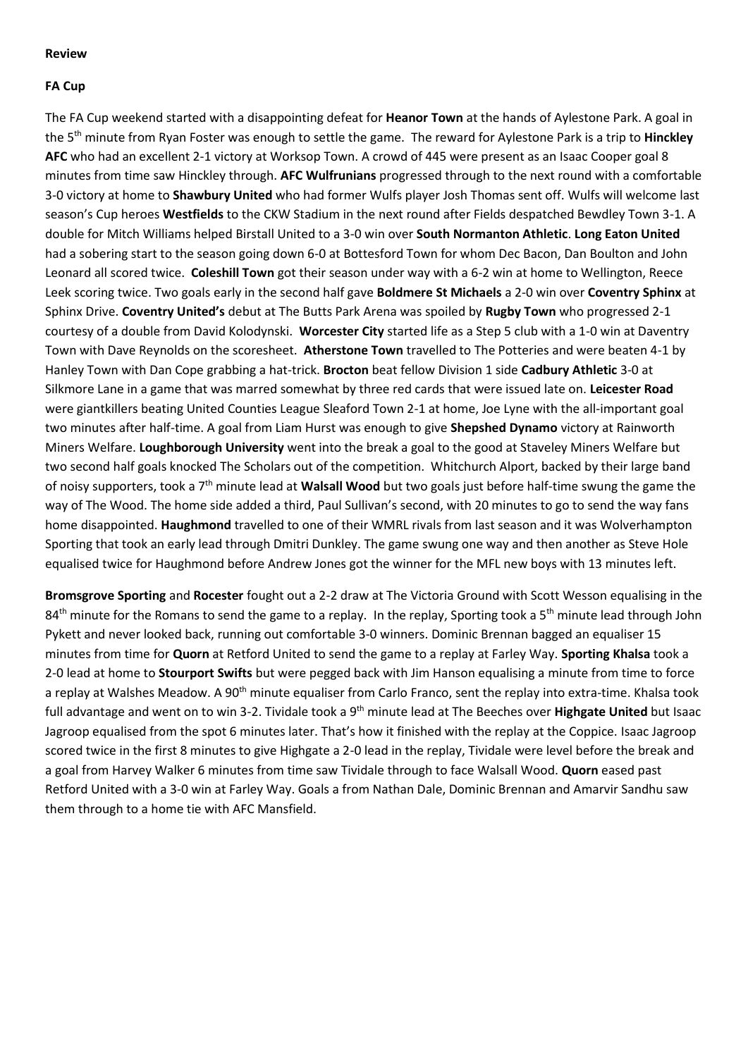**Review**

**FA Cup**

The FA Cup weekend started with a disappointing defeat for **Heanor Town** at the hands of Aylestone Park. A goal in the 5th minute from Ryan Foster was enough to settle the game. The reward for Aylestone Park is a trip to **Hinckley AFC** who had an excellent 2-1 victory at Worksop Town. A crowd of 445 were present as an Isaac Cooper goal 8 minutes from time saw Hinckley through. **AFC Wulfrunians** progressed through to the next round with a comfortable 3-0 victory at home to **Shawbury United** who had former Wulfs player Josh Thomas sent off. Wulfs will welcome last season's Cup heroes **Westfields** to the CKW Stadium in the next round after Fields despatched Bewdley Town 3-1. A double for Mitch Williams helped Birstall United to a 3-0 win over **South Normanton Athletic**. **Long Eaton United** had a sobering start to the season going down 6-0 at Bottesford Town for whom Dec Bacon, Dan Boulton and John Leonard all scored twice. **Coleshill Town** got their season under way with a 6-2 win at home to Wellington, Reece Leek scoring twice. Two goals early in the second half gave **Boldmere St Michaels** a 2-0 win over **Coventry Sphinx** at Sphinx Drive. **Coventry United's** debut at The Butts Park Arena was spoiled by **Rugby Town** who progressed 2-1 courtesy of a double from David Kolodynski. **Worcester City** started life as a Step 5 club with a 1-0 win at Daventry Town with Dave Reynolds on the scoresheet. **Atherstone Town** travelled to The Potteries and were beaten 4-1 by Hanley Town with Dan Cope grabbing a hat-trick. **Brocton** beat fellow Division 1 side **Cadbury Athletic** 3-0 at Silkmore Lane in a game that was marred somewhat by three red cards that were issued late on. **Leicester Road** were giantkillers beating United Counties League Sleaford Town 2-1 at home, Joe Lyne with the all-important goal two minutes after half-time. A goal from Liam Hurst was enough to give **Shepshed Dynamo** victory at Rainworth Miners Welfare. **Loughborough University** went into the break a goal to the good at Staveley Miners Welfare but two second half goals knocked The Scholars out of the competition. Whitchurch Alport, backed by their large band of noisy supporters, took a 7th minute lead at **Walsall Wood** but two goals just before half-time swung the game the way of The Wood. The home side added a third, Paul Sullivan's second, with 20 minutes to go to send the way fans home disappointed. **Haughmond** travelled to one of their WMRL rivals from last season and it was Wolverhampton Sporting that took an early lead through Dmitri Dunkley. The game swung one way and then another as Steve Hole equalised twice for Haughmond before Andrew Jones got the winner for the MFL new boys with 13 minutes left.

**Bromsgrove Sporting** and **Rocester** fought out a 2-2 draw at The Victoria Ground with Scott Wesson equalising in the 84th minute for the Romans to send the game to a replay. In the replay, Sporting took a 5th minute lead through John Pykett and never looked back, running out comfortable 3-0 winners. Dominic Brennan bagged an equaliser 15 minutes from time for **Quorn** at Retford United to send the game to a replay at Farley Way. **Sporting Khalsa** took a 2-0 lead at home to **Stourport Swifts** but were pegged back with Jim Hanson equalising a minute from time to force a replay at Walshes Meadow. A 90th minute equaliser from Carlo Franco, sent the replay into extra-time. Khalsa took full advantage and went on to win 3-2. Tividale took a 9th minute lead at The Beeches over **Highgate United** but Isaac Jagroop equalised from the spot 6 minutes later. That's how it finished with the replay at the Coppice. Isaac Jagroop scored twice in the first 8 minutes to give Highgate a 2-0 lead in the replay, Tividale were level before the break and a goal from Harvey Walker 6 minutes from time saw Tividale through to face Walsall Wood. **Quorn** eased past Retford United with a 3-0 win at Farley Way. Goals a from Nathan Dale, Dominic Brennan and Amarvir Sandhu saw them through to a home tie with AFC Mansfield.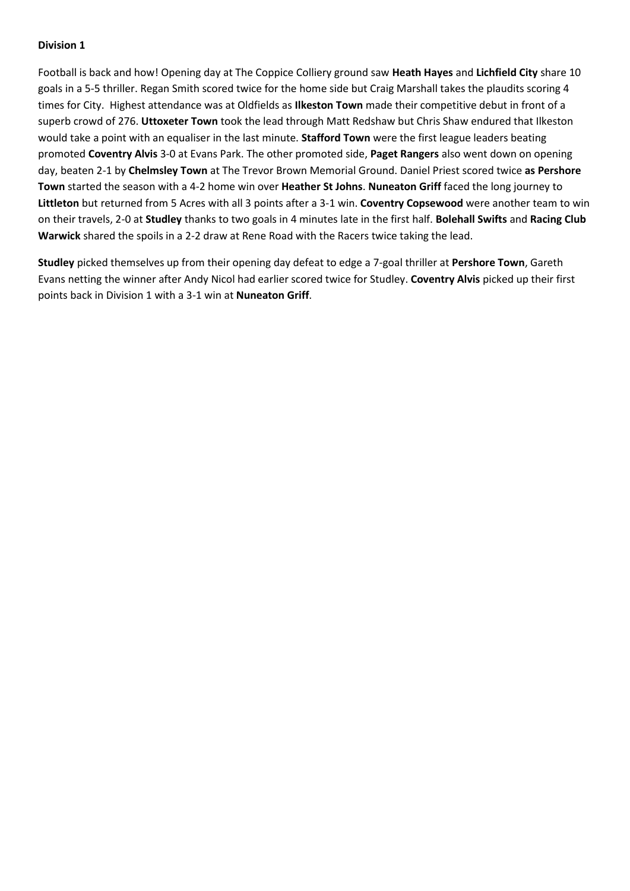**Division 1**

Football is back and how! Opening day at The Coppice Colliery ground saw **Heath Hayes** and **Lichfield City** share 10 goals in a 5-5 thriller. Regan Smith scored twice for the home side but Craig Marshall takes the plaudits scoring 4 times for City. Highest attendance was at Oldfields as **Ilkeston Town** made their competitive debut in front of a superb crowd of 276. **Uttoxeter Town** took the lead through Matt Redshaw but Chris Shaw endured that Ilkeston would take a point with an equaliser in the last minute. **Stafford Town** were the first league leaders beating promoted **Coventry Alvis** 3-0 at Evans Park. The other promoted side, **Paget Rangers** also went down on opening day, beaten 2-1 by **Chelmsley Town** at The Trevor Brown Memorial Ground. Daniel Priest scored twice **as Pershore Town** started the season with a 4-2 home win over **Heather St Johns**. **Nuneaton Griff** faced the long journey to **Littleton** but returned from 5 Acres with all 3 points after a 3-1 win. **Coventry Copsewood** were another team to win on their travels, 2-0 at **Studley** thanks to two goals in 4 minutes late in the first half. **Bolehall Swifts** and **Racing Club Warwick** shared the spoils in a 2-2 draw at Rene Road with the Racers twice taking the lead.

**Studley** picked themselves up from their opening day defeat to edge a 7-goal thriller at **Pershore Town**, Gareth Evans netting the winner after Andy Nicol had earlier scored twice for Studley. **Coventry Alvis** picked up their first points back in Division 1 with a 3-1 win at **Nuneaton Griff**.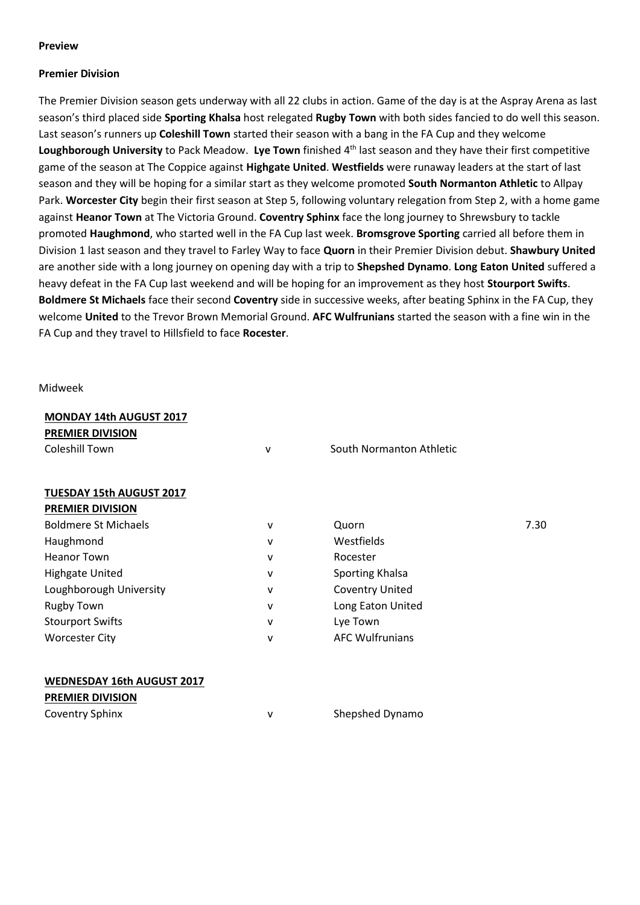**Preview**

**Premier Division**

The Premier Division season gets underway with all 22 clubs in action. Game of the day is at the Aspray Arena as last season's third placed side **Sporting Khalsa** host relegated **Rugby Town** with both sides fancied to do well this season. Last season's runners up **Coleshill Town** started their season with a bang in the FA Cup and they welcome **Loughborough University** to Pack Meadow. **Lye Town** finished 4th last season and they have their first competitive game of the season at The Coppice against **Highgate United**. **Westfields** were runaway leaders at the start of last season and they will be hoping for a similar start as they welcome promoted **South Normanton Athletic** to Allpay Park. **Worcester City** begin their first season at Step 5, following voluntary relegation from Step 2, with a home game against **Heanor Town** at The Victoria Ground. **Coventry Sphinx** face the long journey to Shrewsbury to tackle promoted **Haughmond**, who started well in the FA Cup last week. **Bromsgrove Sporting** carried all before them in Division 1 last season and they travel to Farley Way to face **Quorn** in their Premier Division debut. **Shawbury United** are another side with a long journey on opening day with a trip to **Shepshed Dynamo**. **Long Eaton United** suffered a heavy defeat in the FA Cup last weekend and will be hoping for an improvement as they host **Stourport Swifts**. **Boldmere St Michaels** face their second **Coventry** side in successive weeks, after beating Sphinx in the FA Cup, they welcome **United** to the Trevor Brown Memorial Ground. **AFC Wulfrunians** started the season with a fine win in the FA Cup and they travel to Hillsfield to face **Rocester**.

Midweek

**MONDAY 14th AUGUST 2017**

**PREMIER DIVISION**

| | | | |
|---|---|---|---|
| Coleshill Town | v | South Normanton Athletic | |

**TUESDAY 15th AUGUST 2017**

**PREMIER DIVISION**

| | | | |
|---|---|---|---|
| Boldmere St Michaels | v | Quorn | 7.30 |
| Haughmond | v | Westfields | |
| Heanor Town | v | Rocester | |
| Highgate United | v | Sporting Khalsa | |
| Loughborough University | v | Coventry United | |
| Rugby Town | v | Long Eaton United | |
| Stourport Swifts | v | Lye Town | |
| Worcester City | v | AFC Wulfrunians | |

**WEDNESDAY 16th AUGUST 2017**

**PREMIER DIVISION**

| | | | |
|---|---|---|---|
| Coventry Sphinx | v | Shepshed Dynamo | |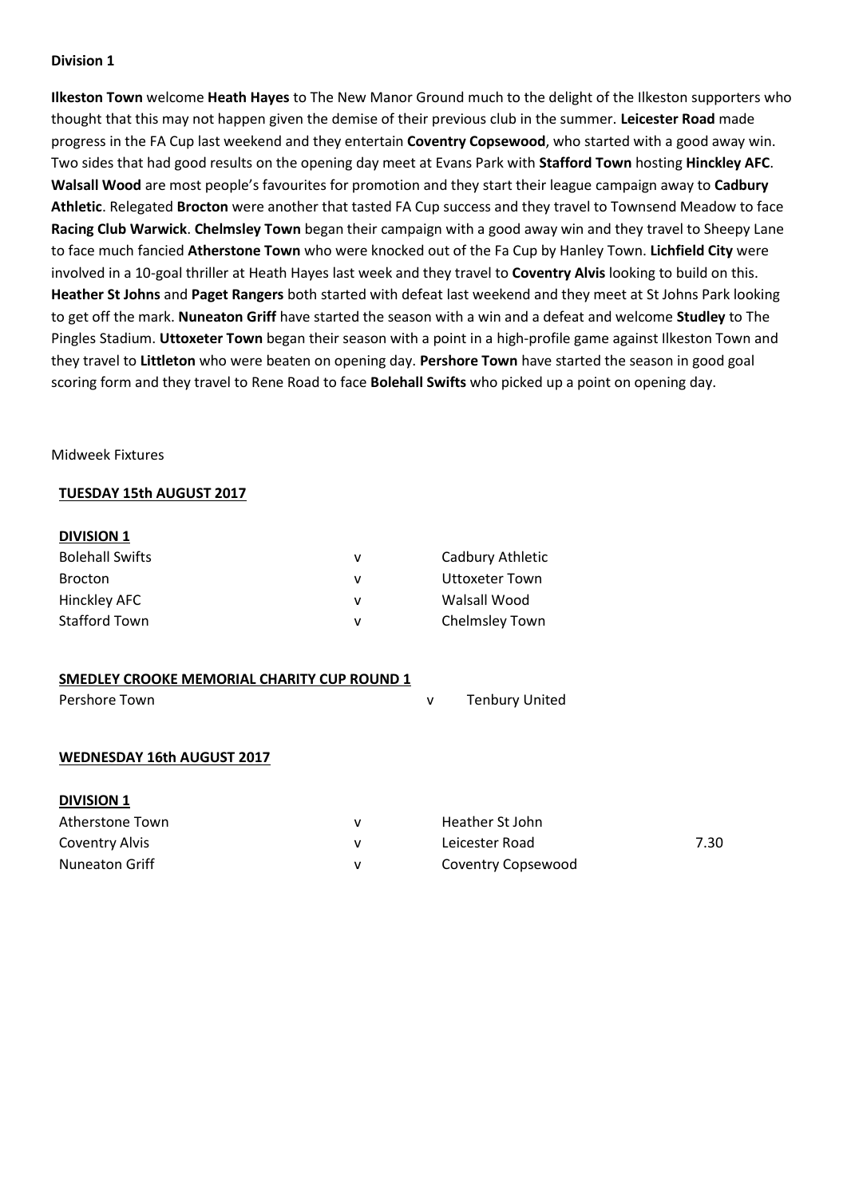**Division 1**

**Ilkeston Town** welcome **Heath Hayes** to The New Manor Ground much to the delight of the Ilkeston supporters who thought that this may not happen given the demise of their previous club in the summer. **Leicester Road** made progress in the FA Cup last weekend and they entertain **Coventry Copsewood**, who started with a good away win. Two sides that had good results on the opening day meet at Evans Park with **Stafford Town** hosting **Hinckley AFC**. **Walsall Wood** are most people's favourites for promotion and they start their league campaign away to **Cadbury Athletic**. Relegated **Brocton** were another that tasted FA Cup success and they travel to Townsend Meadow to face **Racing Club Warwick**. **Chelmsley Town** began their campaign with a good away win and they travel to Sheepy Lane to face much fancied **Atherstone Town** who were knocked out of the Fa Cup by Hanley Town. **Lichfield City** were involved in a 10-goal thriller at Heath Hayes last week and they travel to **Coventry Alvis** looking to build on this. **Heather St Johns** and **Paget Rangers** both started with defeat last weekend and they meet at St Johns Park looking to get off the mark. **Nuneaton Griff** have started the season with a win and a defeat and welcome **Studley** to The Pingles Stadium. **Uttoxeter Town** began their season with a point in a high-profile game against Ilkeston Town and they travel to **Littleton** who were beaten on opening day. **Pershore Town** have started the season in good goal scoring form and they travel to Rene Road to face **Bolehall Swifts** who picked up a point on opening day.

Midweek Fixtures

**TUESDAY 15th AUGUST 2017**

**DIVISION 1**

| | | |
|---|---|---|
| Bolehall Swifts | v | Cadbury Athletic |
| Brocton | v | Uttoxeter Town |
| Hinckley AFC | v | Walsall Wood |
| Stafford Town | v | Chelmsley Town |

**SMEDLEY CROOKE MEMORIAL CHARITY CUP ROUND 1**

| | | |
|---|---|---|
| Pershore Town | v | Tenbury United |

**WEDNESDAY 16th AUGUST 2017**

**DIVISION 1**

| | | | |
|---|---|---|---|
| Atherstone Town | v | Heather St John | |
| Coventry Alvis | v | Leicester Road | 7.30 |
| Nuneaton Griff | v | Coventry Copsewood | |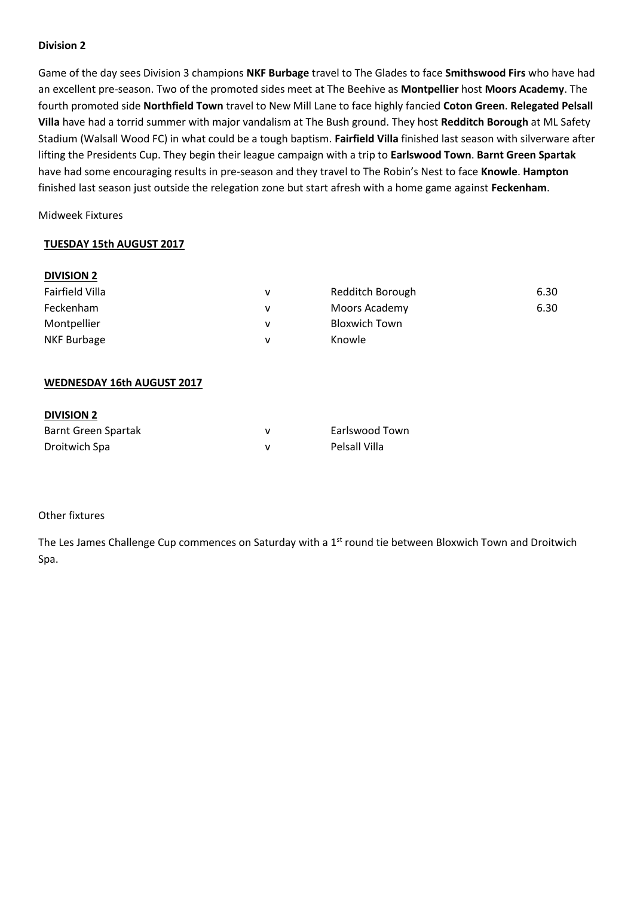**Division 2**

Game of the day sees Division 3 champions **NKF Burbage** travel to The Glades to face **Smithswood Firs** who have had an excellent pre-season. Two of the promoted sides meet at The Beehive as **Montpellier** host **Moors Academy**. The fourth promoted side **Northfield Town** travel to New Mill Lane to face highly fancied **Coton Green**. **Relegated Pelsall Villa** have had a torrid summer with major vandalism at The Bush ground. They host **Redditch Borough** at ML Safety Stadium (Walsall Wood FC) in what could be a tough baptism. **Fairfield Villa** finished last season with silverware after lifting the Presidents Cup. They begin their league campaign with a trip to **Earlswood Town**. **Barnt Green Spartak** have had some encouraging results in pre-season and they travel to The Robin's Nest to face **Knowle**. **Hampton** finished last season just outside the relegation zone but start afresh with a home game against **Feckenham**.

Midweek Fixtures

**TUESDAY 15th AUGUST 2017**

**DIVISION 2**

| | | | |
|---|---|---|---|
| Fairfield Villa | v | Redditch Borough | 6.30 |
| Feckenham | v | Moors Academy | 6.30 |
| Montpellier | v | Bloxwich Town | |
| NKF Burbage | v | Knowle | |

**WEDNESDAY 16th AUGUST 2017**

**DIVISION 2**

| | | |
|---|---|---|
| Barnt Green Spartak | v | Earlswood Town |
| Droitwich Spa | v | Pelsall Villa |

Other fixtures

The Les James Challenge Cup commences on Saturday with a 1st round tie between Bloxwich Town and Droitwich Spa.